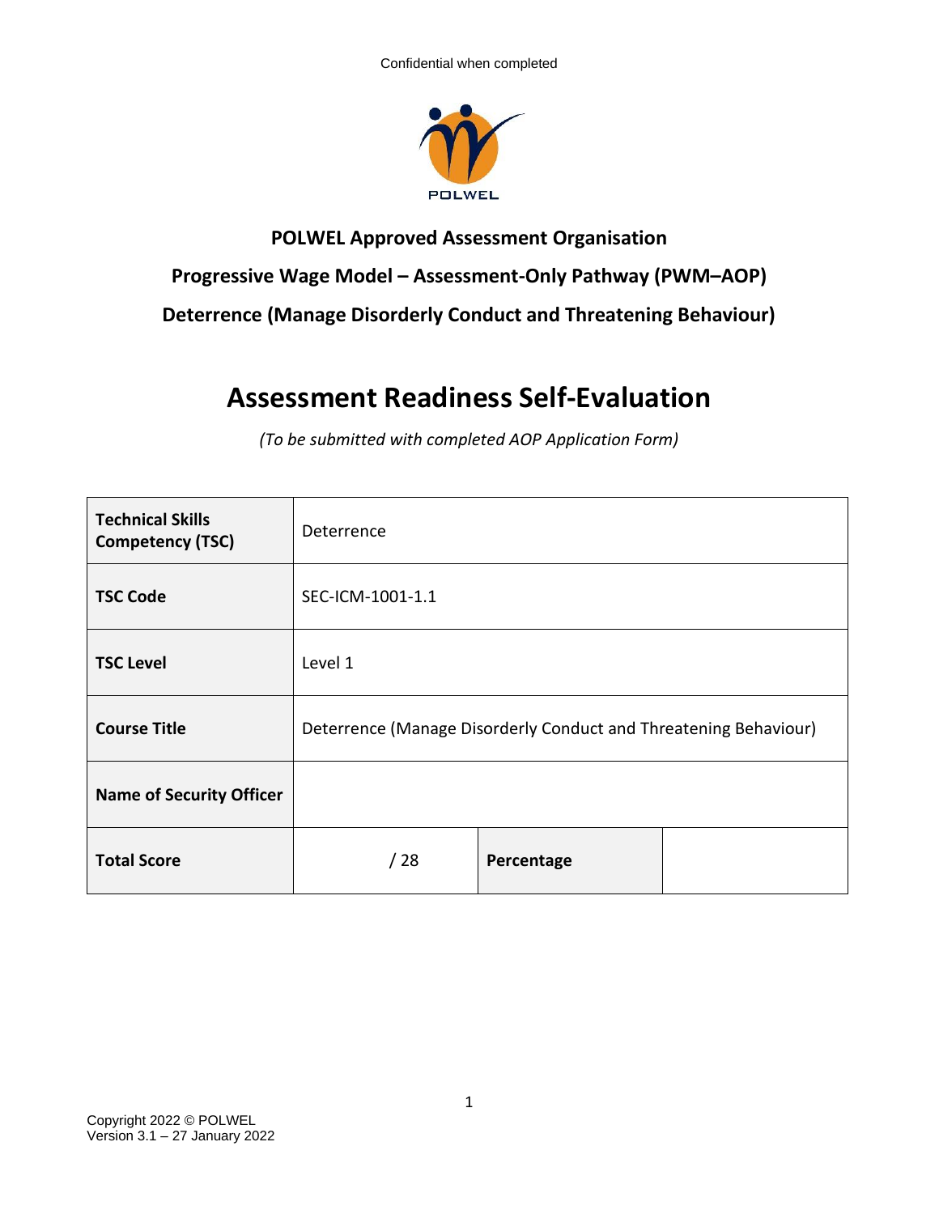Confidential when completed

POLWEL

**POLWEL Approved Assessment Organisation**

**Progressive Wage Model – Assessment-Only Pathway (PWM–AOP)**

**Deterrence (Manage Disorderly Conduct and Threatening Behaviour)**

# Assessment Readiness Self-Evaluation

*(To be submitted with completed AOP Application Form)*

| **Technical Skills Competency (TSC)** | Deterrence | | |
|---|---|---|---|
| **TSC Code** | SEC-ICM-1001-1.1 | | |
| **TSC Level** | Level 1 | | |
| **Course Title** | Deterrence (Manage Disorderly Conduct and Threatening Behaviour) | | |
| **Name of Security Officer** | | | |
| **Total Score** | / 28 | **Percentage** | |

Copyright 2022 © POLWEL
Version 3.1 – 27 January 2022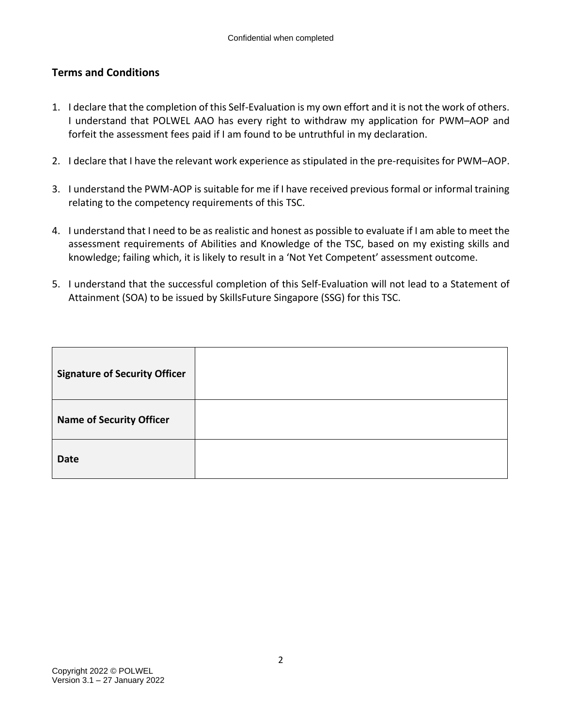## Terms and Conditions

1. I declare that the completion of this Self-Evaluation is my own effort and it is not the work of others. I understand that POLWEL AAO has every right to withdraw my application for PWM–AOP and forfeit the assessment fees paid if I am found to be untruthful in my declaration.

2. I declare that I have the relevant work experience as stipulated in the pre-requisites for PWM–AOP.

3. I understand the PWM-AOP is suitable for me if I have received previous formal or informal training relating to the competency requirements of this TSC.

4. I understand that I need to be as realistic and honest as possible to evaluate if I am able to meet the assessment requirements of Abilities and Knowledge of the TSC, based on my existing skills and knowledge; failing which, it is likely to result in a 'Not Yet Competent' assessment outcome.

5. I understand that the successful completion of this Self-Evaluation will not lead to a Statement of Attainment (SOA) to be issued by SkillsFuture Singapore (SSG) for this TSC.

| | |
|---|---|
| **Signature of Security Officer** | |
| **Name of Security Officer** | |
| **Date** | |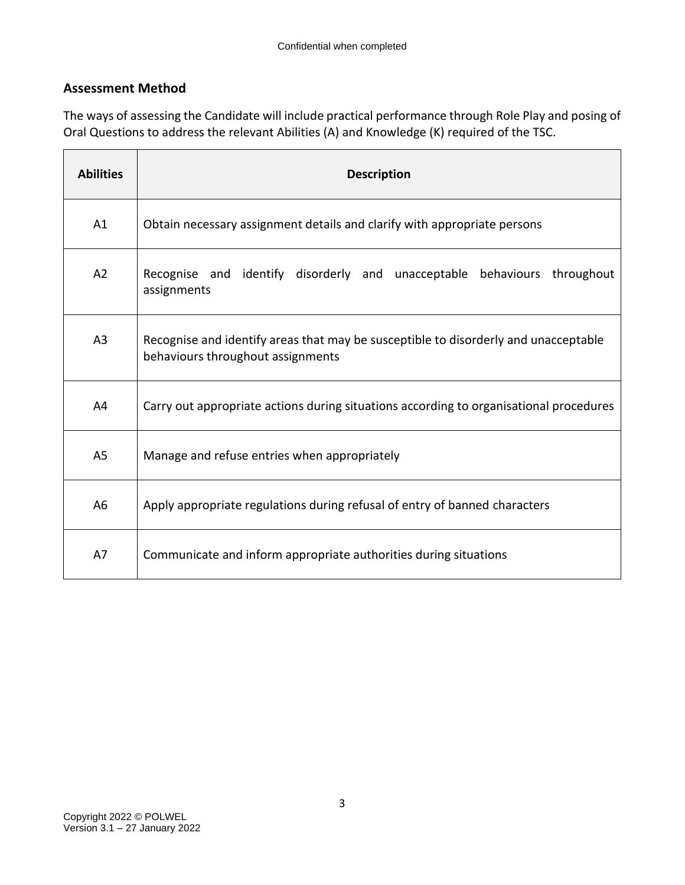## Assessment Method

The ways of assessing the Candidate will include practical performance through Role Play and posing of Oral Questions to address the relevant Abilities (A) and Knowledge (K) required of the TSC.

| Abilities | Description |
|---|---|
| A1 | Obtain necessary assignment details and clarify with appropriate persons |
| A2 | Recognise and identify disorderly and unacceptable behaviours throughout assignments |
| A3 | Recognise and identify areas that may be susceptible to disorderly and unacceptable behaviours throughout assignments |
| A4 | Carry out appropriate actions during situations according to organisational procedures |
| A5 | Manage and refuse entries when appropriately |
| A6 | Apply appropriate regulations during refusal of entry of banned characters |
| A7 | Communicate and inform appropriate authorities during situations |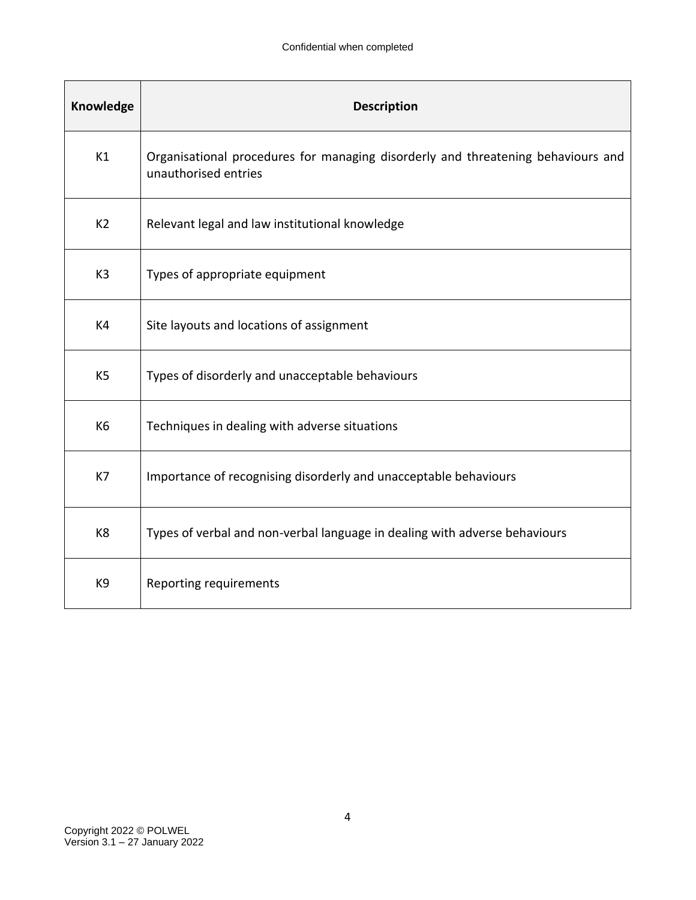| Knowledge | Description |
|---|---|
| K1 | Organisational procedures for managing disorderly and threatening behaviours and unauthorised entries |
| K2 | Relevant legal and law institutional knowledge |
| K3 | Types of appropriate equipment |
| K4 | Site layouts and locations of assignment |
| K5 | Types of disorderly and unacceptable behaviours |
| K6 | Techniques in dealing with adverse situations |
| K7 | Importance of recognising disorderly and unacceptable behaviours |
| K8 | Types of verbal and non-verbal language in dealing with adverse behaviours |
| K9 | Reporting requirements |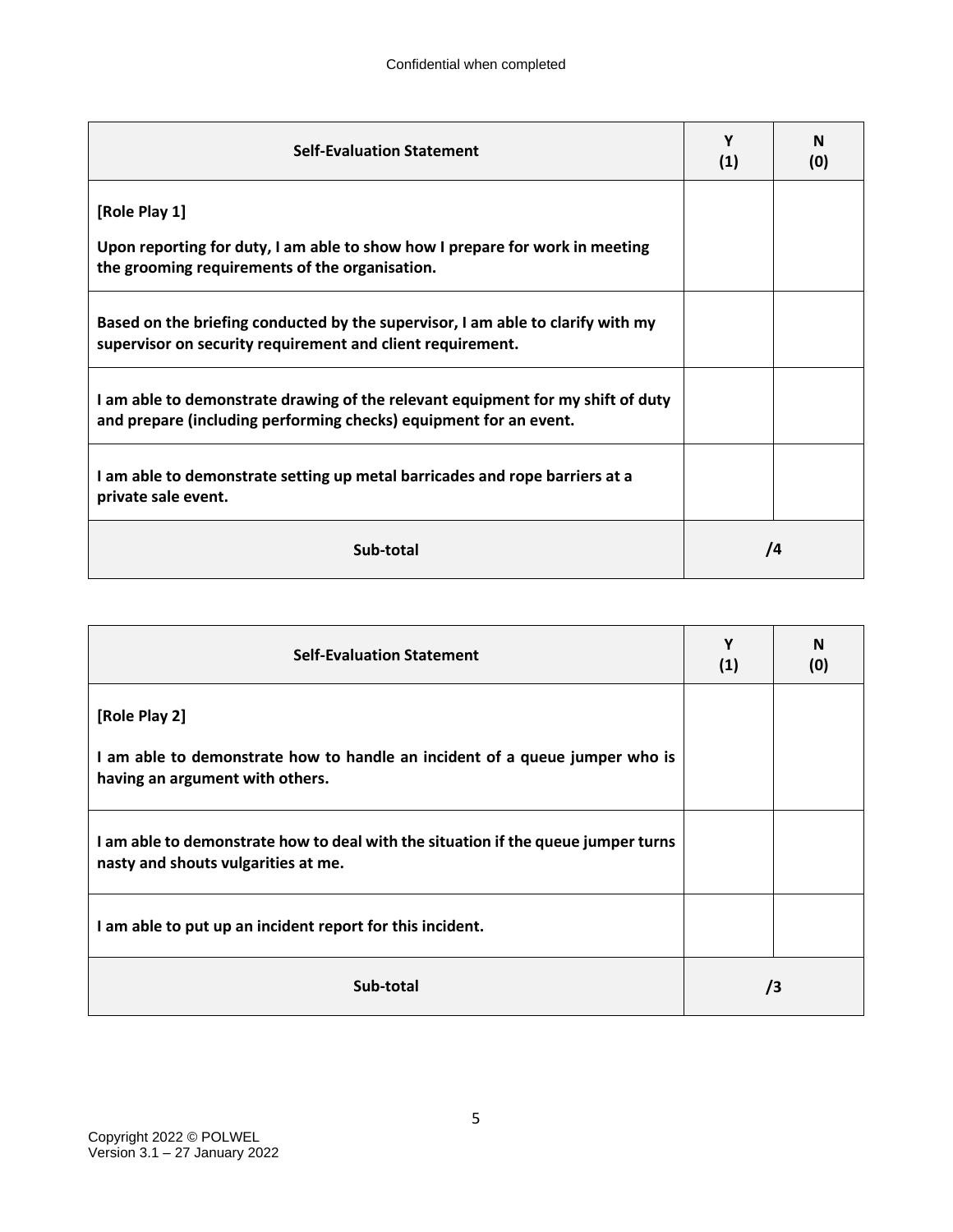| Self-Evaluation Statement | Y (1) | N (0) |
|---|---|---|
| **[Role Play 1]**<br><br>**Upon reporting for duty, I am able to show how I prepare for work in meeting the grooming requirements of the organisation.** | | |
| **Based on the briefing conducted by the supervisor, I am able to clarify with my supervisor on security requirement and client requirement.** | | |
| **I am able to demonstrate drawing of the relevant equipment for my shift of duty and prepare (including performing checks) equipment for an event.** | | |
| **I am able to demonstrate setting up metal barricades and rope barriers at a private sale event.** | | |
| **Sub-total** | **/4** | |

| Self-Evaluation Statement | Y (1) | N (0) |
|---|---|---|
| **[Role Play 2]**<br><br>**I am able to demonstrate how to handle an incident of a queue jumper who is having an argument with others.** | | |
| **I am able to demonstrate how to deal with the situation if the queue jumper turns nasty and shouts vulgarities at me.** | | |
| **I am able to put up an incident report for this incident.** | | |
| **Sub-total** | **/3** | |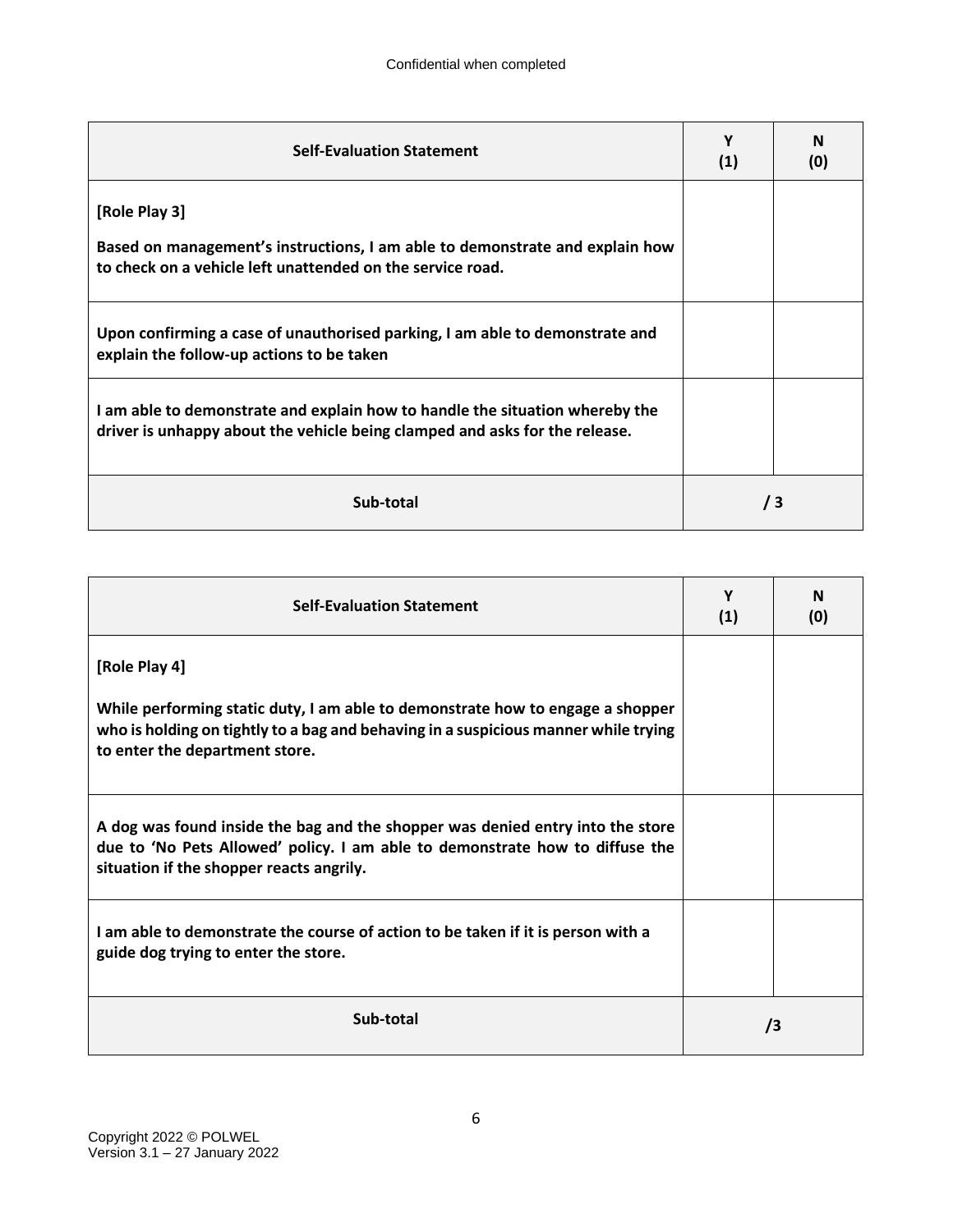| Self-Evaluation Statement | Y (1) | N (0) |
|---|---|---|
| **[Role Play 3]**<br><br>**Based on management's instructions, I am able to demonstrate and explain how to check on a vehicle left unattended on the service road.** | | |
| **Upon confirming a case of unauthorised parking, I am able to demonstrate and explain the follow-up actions to be taken** | | |
| **I am able to demonstrate and explain how to handle the situation whereby the driver is unhappy about the vehicle being clamped and asks for the release.** | | |
| **Sub-total** | **/ 3** | |

| Self-Evaluation Statement | Y (1) | N (0) |
|---|---|---|
| **[Role Play 4]**<br><br>**While performing static duty, I am able to demonstrate how to engage a shopper who is holding on tightly to a bag and behaving in a suspicious manner while trying to enter the department store.** | | |
| **A dog was found inside the bag and the shopper was denied entry into the store due to 'No Pets Allowed' policy. I am able to demonstrate how to diffuse the situation if the shopper reacts angrily.** | | |
| **I am able to demonstrate the course of action to be taken if it is person with a guide dog trying to enter the store.** | | |
| **Sub-total** | **/3** | |

Copyright 2022 © POLWEL
Version 3.1 – 27 January 2022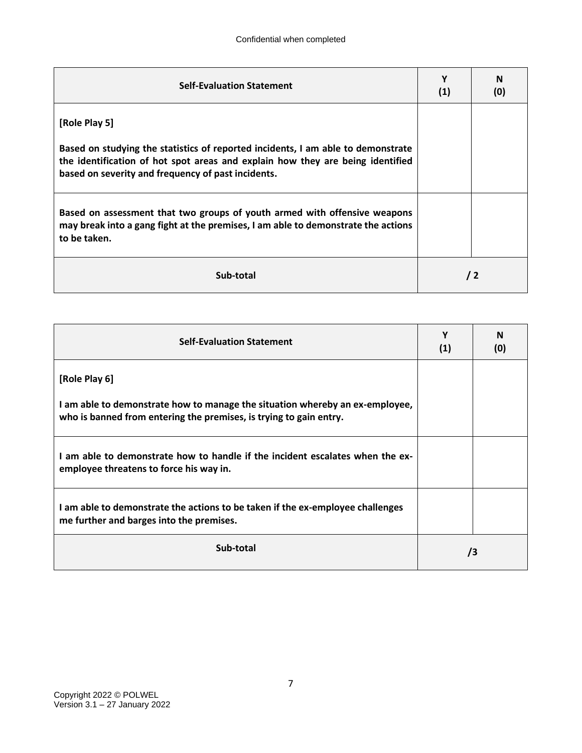| **Self-Evaluation Statement** | **Y (1)** | **N (0)** |
|---|---|---|
| **[Role Play 5]**<br><br>**Based on studying the statistics of reported incidents, I am able to demonstrate the identification of hot spot areas and explain how they are being identified based on severity and frequency of past incidents.** | | |
| **Based on assessment that two groups of youth armed with offensive weapons may break into a gang fight at the premises, I am able to demonstrate the actions to be taken.** | | |
| **Sub-total** | **/ 2** | |

| **Self-Evaluation Statement** | **Y (1)** | **N (0)** |
|---|---|---|
| **[Role Play 6]**<br><br>**I am able to demonstrate how to manage the situation whereby an ex-employee, who is banned from entering the premises, is trying to gain entry.** | | |
| **I am able to demonstrate how to handle if the incident escalates when the ex-employee threatens to force his way in.** | | |
| **I am able to demonstrate the actions to be taken if the ex-employee challenges me further and barges into the premises.** | | |
| **Sub-total** | **/3** | |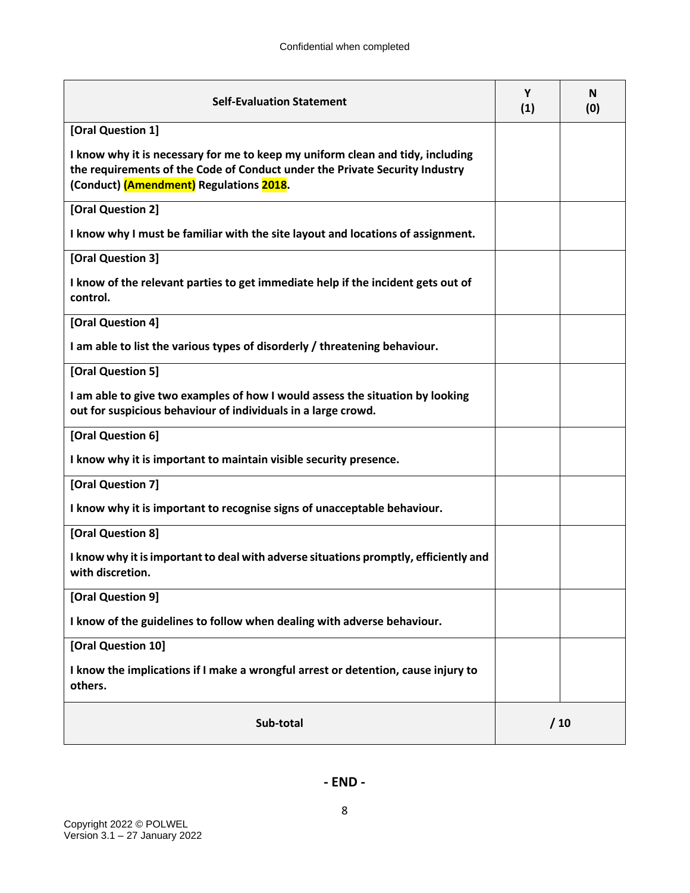| Self-Evaluation Statement | Y (1) | N (0) |
| --- | --- | --- |
| **[Oral Question 1]**<br><br>**I know why it is necessary for me to keep my uniform clean and tidy, including the requirements of the Code of Conduct under the Private Security Industry (Conduct) (Amendment) Regulations 2018.** | | |
| **[Oral Question 2]**<br><br>**I know why I must be familiar with the site layout and locations of assignment.** | | |
| **[Oral Question 3]**<br><br>**I know of the relevant parties to get immediate help if the incident gets out of control.** | | |
| **[Oral Question 4]**<br><br>**I am able to list the various types of disorderly / threatening behaviour.** | | |
| **[Oral Question 5]**<br><br>**I am able to give two examples of how I would assess the situation by looking out for suspicious behaviour of individuals in a large crowd.** | | |
| **[Oral Question 6]**<br><br>**I know why it is important to maintain visible security presence.** | | |
| **[Oral Question 7]**<br><br>**I know why it is important to recognise signs of unacceptable behaviour.** | | |
| **[Oral Question 8]**<br><br>**I know why it is important to deal with adverse situations promptly, efficiently and with discretion.** | | |
| **[Oral Question 9]**<br><br>**I know of the guidelines to follow when dealing with adverse behaviour.** | | |
| **[Oral Question 10]**<br><br>**I know the implications if I make a wrongful arrest or detention, cause injury to others.** | | |
| **Sub-total** | **/ 10** | |

**- END -**